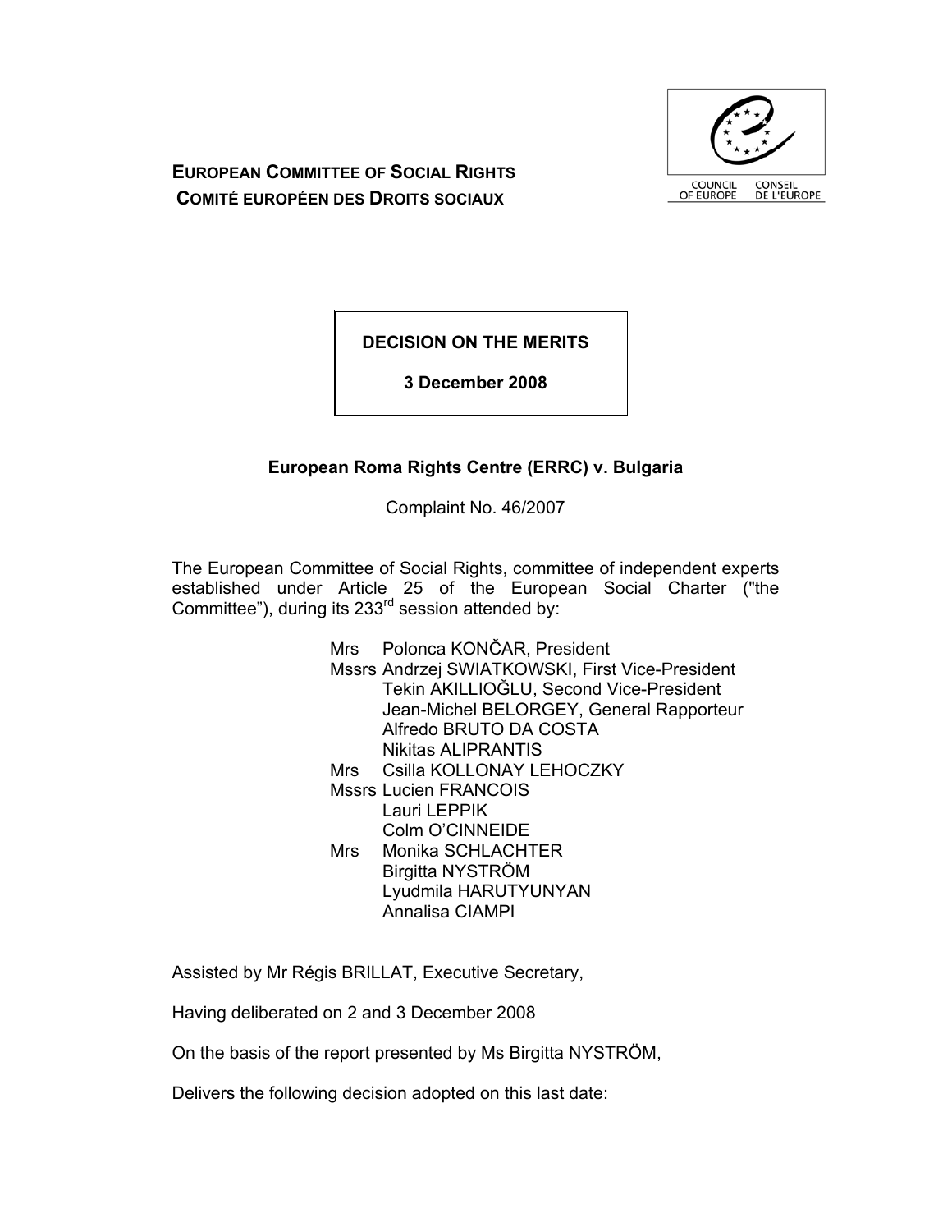**EUROPEAN COMMITTEE OF SOCIAL RIGHTS**
**COMITÉ EUROPÉEN DES DROITS SOCIAUX**

COUNCIL OF EUROPE CONSEIL DE L'EUROPE

**DECISION ON THE MERITS**

**3 December 2008**

**European Roma Rights Centre (ERRC) v. Bulgaria**

Complaint No. 46/2007

The European Committee of Social Rights, committee of independent experts established under Article 25 of the European Social Charter ("the Committee"), during its 233rd session attended by:

Mrs Polonca KONČAR, President
Mssrs Andrzej SWIATKOWSKI, First Vice-President
Tekin AKILLIOĞLU, Second Vice-President
Jean-Michel BELORGEY, General Rapporteur
Alfredo BRUTO DA COSTA
Nikitas ALIPRANTIS
Mrs Csilla KOLLONAY LEHOCZKY
Mssrs Lucien FRANCOIS
Lauri LEPPIK
Colm O'CINNEIDE
Mrs Monika SCHLACHTER
Birgitta NYSTRÖM
Lyudmila HARUTYUNYAN
Annalisa CIAMPI

Assisted by Mr Régis BRILLAT, Executive Secretary,

Having deliberated on 2 and 3 December 2008

On the basis of the report presented by Ms Birgitta NYSTRÖM,

Delivers the following decision adopted on this last date: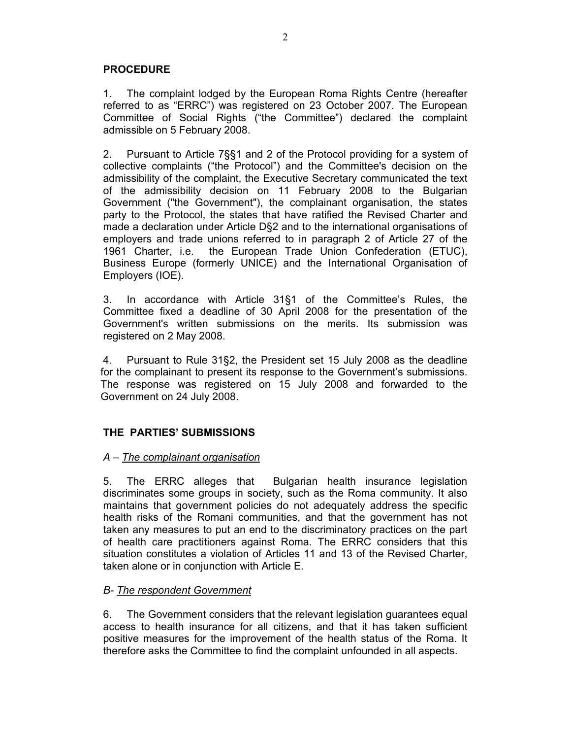## PROCEDURE

1. The complaint lodged by the European Roma Rights Centre (hereafter referred to as "ERRC") was registered on 23 October 2007. The European Committee of Social Rights ("the Committee") declared the complaint admissible on 5 February 2008.

2. Pursuant to Article 7§§1 and 2 of the Protocol providing for a system of collective complaints ("the Protocol") and the Committee's decision on the admissibility of the complaint, the Executive Secretary communicated the text of the admissibility decision on 11 February 2008 to the Bulgarian Government ("the Government"), the complainant organisation, the states party to the Protocol, the states that have ratified the Revised Charter and made a declaration under Article D§2 and to the international organisations of employers and trade unions referred to in paragraph 2 of Article 27 of the 1961 Charter, i.e. the European Trade Union Confederation (ETUC), Business Europe (formerly UNICE) and the International Organisation of Employers (IOE).

3. In accordance with Article 31§1 of the Committee's Rules, the Committee fixed a deadline of 30 April 2008 for the presentation of the Government's written submissions on the merits. Its submission was registered on 2 May 2008.

4. Pursuant to Rule 31§2, the President set 15 July 2008 as the deadline for the complainant to present its response to the Government's submissions. The response was registered on 15 July 2008 and forwarded to the Government on 24 July 2008.

## THE PARTIES' SUBMISSIONS

### *A – The complainant organisation*

5. The ERRC alleges that Bulgarian health insurance legislation discriminates some groups in society, such as the Roma community. It also maintains that government policies do not adequately address the specific health risks of the Romani communities, and that the government has not taken any measures to put an end to the discriminatory practices on the part of health care practitioners against Roma. The ERRC considers that this situation constitutes a violation of Articles 11 and 13 of the Revised Charter, taken alone or in conjunction with Article E.

### *B- The respondent Government*

6. The Government considers that the relevant legislation guarantees equal access to health insurance for all citizens, and that it has taken sufficient positive measures for the improvement of the health status of the Roma. It therefore asks the Committee to find the complaint unfounded in all aspects.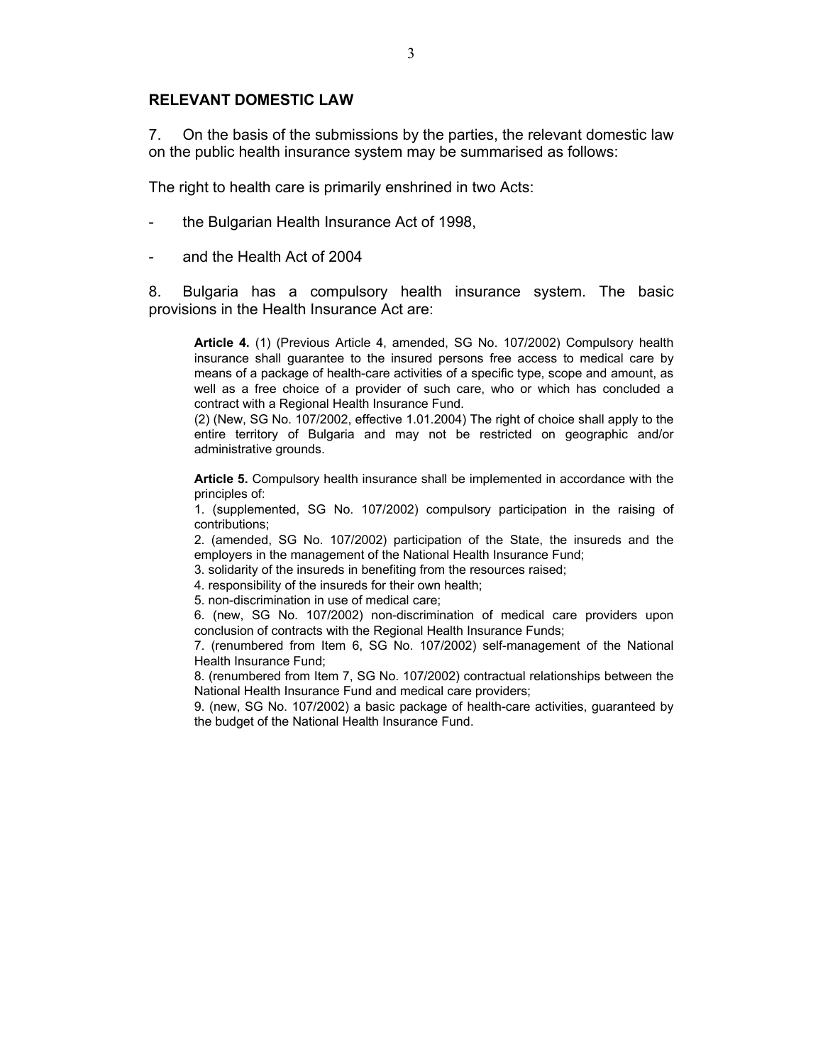## RELEVANT DOMESTIC LAW

7. On the basis of the submissions by the parties, the relevant domestic law on the public health insurance system may be summarised as follows:

The right to health care is primarily enshrined in two Acts:

- the Bulgarian Health Insurance Act of 1998,
- and the Health Act of 2004

8. Bulgaria has a compulsory health insurance system. The basic provisions in the Health Insurance Act are:

> **Article 4.** (1) (Previous Article 4, amended, SG No. 107/2002) Compulsory health insurance shall guarantee to the insured persons free access to medical care by means of a package of health-care activities of a specific type, scope and amount, as well as a free choice of a provider of such care, who or which has concluded a contract with a Regional Health Insurance Fund.
> (2) (New, SG No. 107/2002, effective 1.01.2004) The right of choice shall apply to the entire territory of Bulgaria and may not be restricted on geographic and/or administrative grounds.
>
> **Article 5.** Compulsory health insurance shall be implemented in accordance with the principles of:
> 1. (supplemented, SG No. 107/2002) compulsory participation in the raising of contributions;
> 2. (amended, SG No. 107/2002) participation of the State, the insureds and the employers in the management of the National Health Insurance Fund;
> 3. solidarity of the insureds in benefiting from the resources raised;
> 4. responsibility of the insureds for their own health;
> 5. non-discrimination in use of medical care;
> 6. (new, SG No. 107/2002) non-discrimination of medical care providers upon conclusion of contracts with the Regional Health Insurance Funds;
> 7. (renumbered from Item 6, SG No. 107/2002) self-management of the National Health Insurance Fund;
> 8. (renumbered from Item 7, SG No. 107/2002) contractual relationships between the National Health Insurance Fund and medical care providers;
> 9. (new, SG No. 107/2002) a basic package of health-care activities, guaranteed by the budget of the National Health Insurance Fund.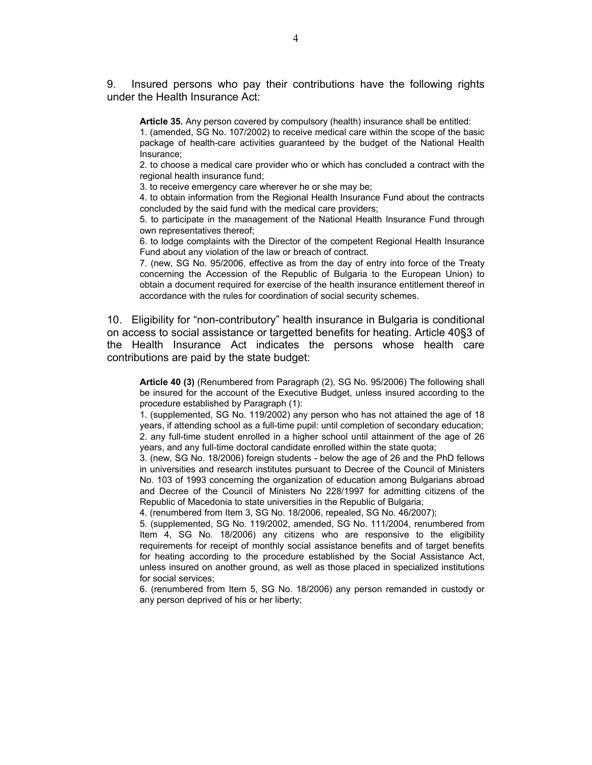9. Insured persons who pay their contributions have the following rights under the Health Insurance Act:

> **Article 35.** Any person covered by compulsory (health) insurance shall be entitled:
> 1. (amended, SG No. 107/2002) to receive medical care within the scope of the basic package of health-care activities guaranteed by the budget of the National Health Insurance;
> 2. to choose a medical care provider who or which has concluded a contract with the regional health insurance fund;
> 3. to receive emergency care wherever he or she may be;
> 4. to obtain information from the Regional Health Insurance Fund about the contracts concluded by the said fund with the medical care providers;
> 5. to participate in the management of the National Health Insurance Fund through own representatives thereof;
> 6. to lodge complaints with the Director of the competent Regional Health Insurance Fund about any violation of the law or breach of contract.
> 7. (new, SG No. 95/2006, effective as from the day of entry into force of the Treaty concerning the Accession of the Republic of Bulgaria to the European Union) to obtain a document required for exercise of the health insurance entitlement thereof in accordance with the rules for coordination of social security schemes.

10. Eligibility for "non-contributory" health insurance in Bulgaria is conditional on access to social assistance or targetted benefits for heating. Article 40§3 of the Health Insurance Act indicates the persons whose health care contributions are paid by the state budget:

> **Article 40 (3)** (Renumbered from Paragraph (2), SG No. 95/2006) The following shall be insured for the account of the Executive Budget, unless insured according to the procedure established by Paragraph (1):
> 1. (supplemented, SG No. 119/2002) any person who has not attained the age of 18 years, if attending school as a full-time pupil: until completion of secondary education;
> 2. any full-time student enrolled in a higher school until attainment of the age of 26 years, and any full-time doctoral candidate enrolled within the state quota;
> 3. (new, SG No. 18/2006) foreign students - below the age of 26 and the PhD fellows in universities and research institutes pursuant to Decree of the Council of Ministers No. 103 of 1993 concerning the organization of education among Bulgarians abroad and Decree of the Council of Ministers No 228/1997 for admitting citizens of the Republic of Macedonia to state universities in the Republic of Bulgaria;
> 4. (renumbered from Item 3, SG No. 18/2006, repealed, SG No. 46/2007);
> 5. (supplemented, SG No. 119/2002, amended, SG No. 111/2004, renumbered from Item 4, SG No. 18/2006) any citizens who are responsive to the eligibility requirements for receipt of monthly social assistance benefits and of target benefits for heating according to the procedure established by the Social Assistance Act, unless insured on another ground, as well as those placed in specialized institutions for social services;
> 6. (renumbered from Item 5, SG No. 18/2006) any person remanded in custody or any person deprived of his or her liberty;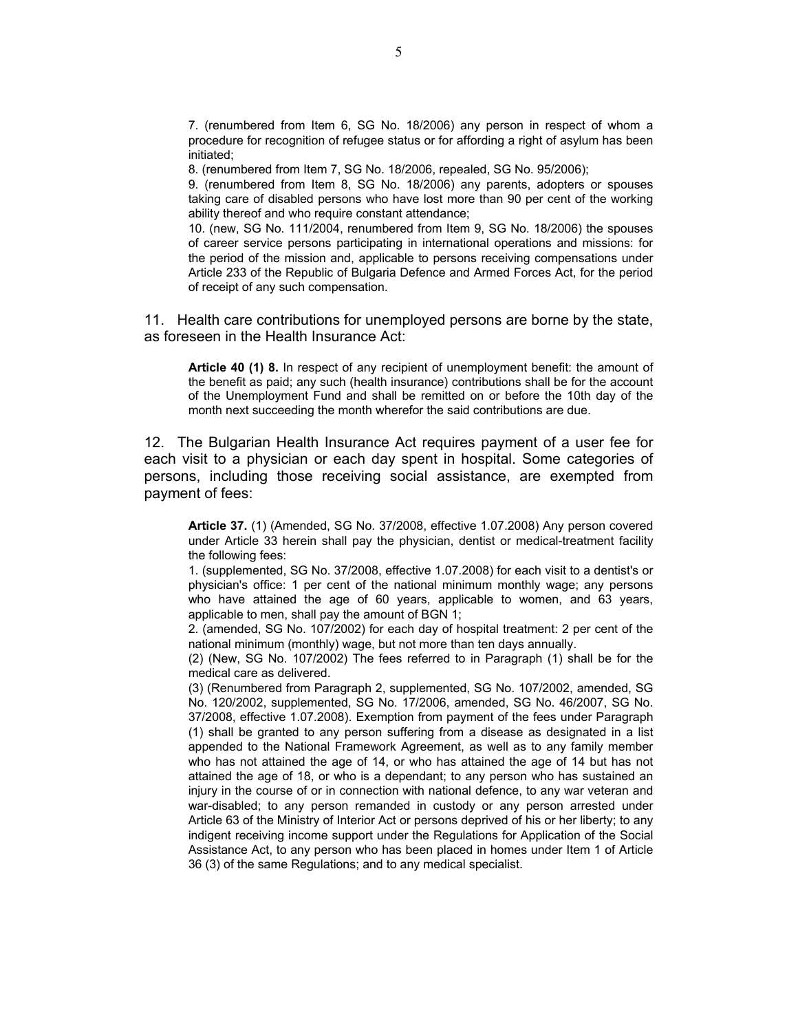> 7. (renumbered from Item 6, SG No. 18/2006) any person in respect of whom a procedure for recognition of refugee status or for affording a right of asylum has been initiated;
>
> 8. (renumbered from Item 7, SG No. 18/2006, repealed, SG No. 95/2006);
>
> 9. (renumbered from Item 8, SG No. 18/2006) any parents, adopters or spouses taking care of disabled persons who have lost more than 90 per cent of the working ability thereof and who require constant attendance;
>
> 10. (new, SG No. 111/2004, renumbered from Item 9, SG No. 18/2006) the spouses of career service persons participating in international operations and missions: for the period of the mission and, applicable to persons receiving compensations under Article 233 of the Republic of Bulgaria Defence and Armed Forces Act, for the period of receipt of any such compensation.

11. Health care contributions for unemployed persons are borne by the state, as foreseen in the Health Insurance Act:

> **Article 40 (1) 8.** In respect of any recipient of unemployment benefit: the amount of the benefit as paid; any such (health insurance) contributions shall be for the account of the Unemployment Fund and shall be remitted on or before the 10th day of the month next succeeding the month wherefor the said contributions are due.

12. The Bulgarian Health Insurance Act requires payment of a user fee for each visit to a physician or each day spent in hospital. Some categories of persons, including those receiving social assistance, are exempted from payment of fees:

> **Article 37.** (1) (Amended, SG No. 37/2008, effective 1.07.2008) Any person covered under Article 33 herein shall pay the physician, dentist or medical-treatment facility the following fees:
>
> 1. (supplemented, SG No. 37/2008, effective 1.07.2008) for each visit to a dentist's or physician's office: 1 per cent of the national minimum monthly wage; any persons who have attained the age of 60 years, applicable to women, and 63 years, applicable to men, shall pay the amount of BGN 1;
>
> 2. (amended, SG No. 107/2002) for each day of hospital treatment: 2 per cent of the national minimum (monthly) wage, but not more than ten days annually.
>
> (2) (New, SG No. 107/2002) The fees referred to in Paragraph (1) shall be for the medical care as delivered.
>
> (3) (Renumbered from Paragraph 2, supplemented, SG No. 107/2002, amended, SG No. 120/2002, supplemented, SG No. 17/2006, amended, SG No. 46/2007, SG No. 37/2008, effective 1.07.2008). Exemption from payment of the fees under Paragraph (1) shall be granted to any person suffering from a disease as designated in a list appended to the National Framework Agreement, as well as to any family member who has not attained the age of 14, or who has attained the age of 14 but has not attained the age of 18, or who is a dependant; to any person who has sustained an injury in the course of or in connection with national defence, to any war veteran and war-disabled; to any person remanded in custody or any person arrested under Article 63 of the Ministry of Interior Act or persons deprived of his or her liberty; to any indigent receiving income support under the Regulations for Application of the Social Assistance Act, to any person who has been placed in homes under Item 1 of Article 36 (3) of the same Regulations; and to any medical specialist.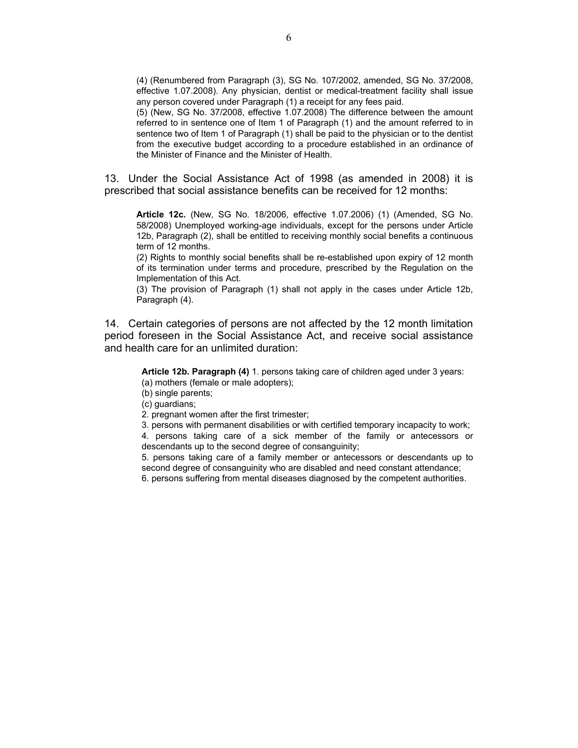(4) (Renumbered from Paragraph (3), SG No. 107/2002, amended, SG No. 37/2008, effective 1.07.2008). Any physician, dentist or medical-treatment facility shall issue any person covered under Paragraph (1) a receipt for any fees paid.

(5) (New, SG No. 37/2008, effective 1.07.2008) The difference between the amount referred to in sentence one of Item 1 of Paragraph (1) and the amount referred to in sentence two of Item 1 of Paragraph (1) shall be paid to the physician or to the dentist from the executive budget according to a procedure established in an ordinance of the Minister of Finance and the Minister of Health.

13. Under the Social Assistance Act of 1998 (as amended in 2008) it is prescribed that social assistance benefits can be received for 12 months:

> **Article 12c.** (New, SG No. 18/2006, effective 1.07.2006) (1) (Amended, SG No. 58/2008) Unemployed working-age individuals, except for the persons under Article 12b, Paragraph (2), shall be entitled to receiving monthly social benefits a continuous term of 12 months.
>
> (2) Rights to monthly social benefits shall be re-established upon expiry of 12 month of its termination under terms and procedure, prescribed by the Regulation on the Implementation of this Act.
>
> (3) The provision of Paragraph (1) shall not apply in the cases under Article 12b, Paragraph (4).

14. Certain categories of persons are not affected by the 12 month limitation period foreseen in the Social Assistance Act, and receive social assistance and health care for an unlimited duration:

> **Article 12b. Paragraph (4)** 1. persons taking care of children aged under 3 years:
>
> (a) mothers (female or male adopters);
>
> (b) single parents;
>
> (c) guardians;
>
> 2. pregnant women after the first trimester;
>
> 3. persons with permanent disabilities or with certified temporary incapacity to work;
>
> 4. persons taking care of a sick member of the family or antecessors or descendants up to the second degree of consanguinity;
>
> 5. persons taking care of a family member or antecessors or descendants up to second degree of consanguinity who are disabled and need constant attendance;
>
> 6. persons suffering from mental diseases diagnosed by the competent authorities.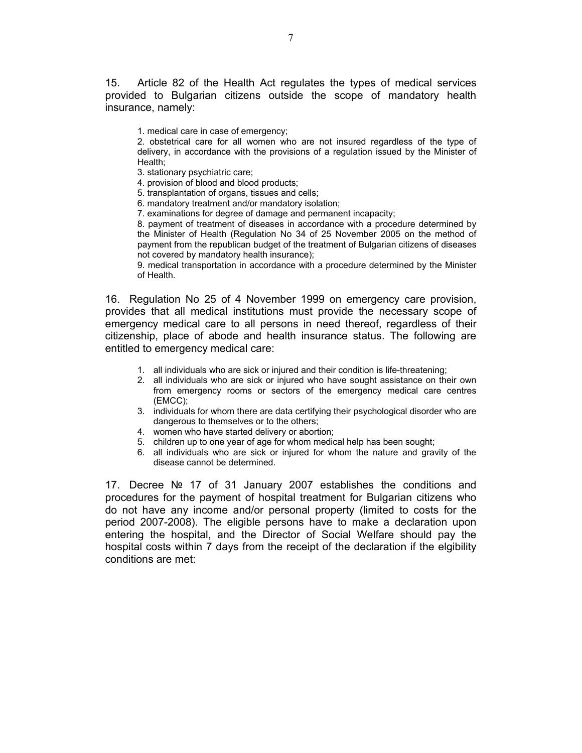15. Article 82 of the Health Act regulates the types of medical services provided to Bulgarian citizens outside the scope of mandatory health insurance, namely:

1. medical care in case of emergency;
2. obstetrical care for all women who are not insured regardless of the type of delivery, in accordance with the provisions of a regulation issued by the Minister of Health;
3. stationary psychiatric care;
4. provision of blood and blood products;
5. transplantation of organs, tissues and cells;
6. mandatory treatment and/or mandatory isolation;
7. examinations for degree of damage and permanent incapacity;
8. payment of treatment of diseases in accordance with a procedure determined by the Minister of Health (Regulation No 34 of 25 November 2005 on the method of payment from the republican budget of the treatment of Bulgarian citizens of diseases not covered by mandatory health insurance);
9. medical transportation in accordance with a procedure determined by the Minister of Health.

16. Regulation No 25 of 4 November 1999 on emergency care provision, provides that all medical institutions must provide the necessary scope of emergency medical care to all persons in need thereof, regardless of their citizenship, place of abode and health insurance status. The following are entitled to emergency medical care:

1. all individuals who are sick or injured and their condition is life-threatening;
2. all individuals who are sick or injured who have sought assistance on their own from emergency rooms or sectors of the emergency medical care centres (EMCC);
3. individuals for whom there are data certifying their psychological disorder who are dangerous to themselves or to the others;
4. women who have started delivery or abortion;
5. children up to one year of age for whom medical help has been sought;
6. all individuals who are sick or injured for whom the nature and gravity of the disease cannot be determined.

17. Decree № 17 of 31 January 2007 establishes the conditions and procedures for the payment of hospital treatment for Bulgarian citizens who do not have any income and/or personal property (limited to costs for the period 2007-2008). The eligible persons have to make a declaration upon entering the hospital, and the Director of Social Welfare should pay the hospital costs within 7 days from the receipt of the declaration if the elgibility conditions are met: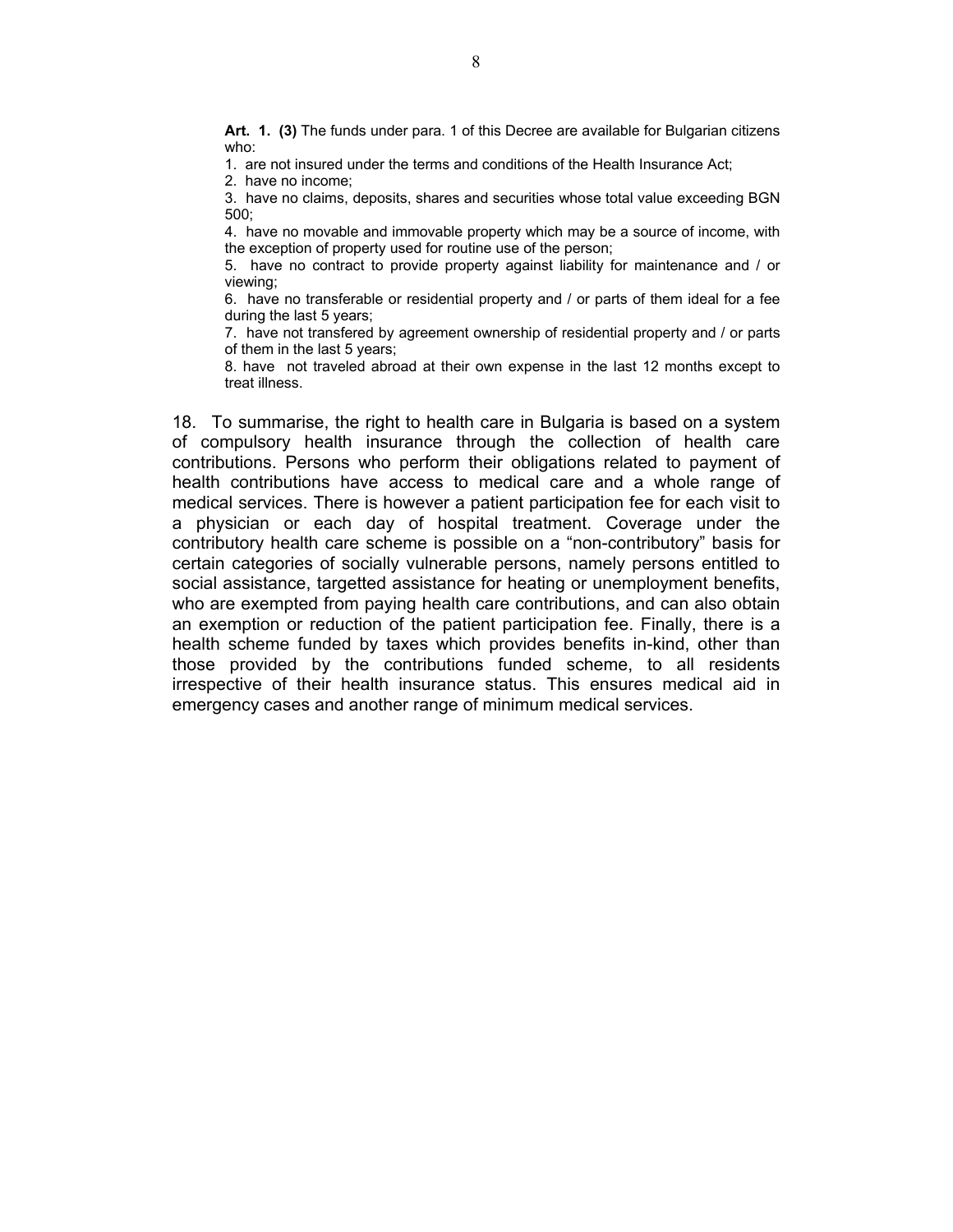> **Art. 1. (3)** The funds under para. 1 of this Decree are available for Bulgarian citizens who:
>
> 1. are not insured under the terms and conditions of the Health Insurance Act;
> 2. have no income;
> 3. have no claims, deposits, shares and securities whose total value exceeding BGN 500;
> 4. have no movable and immovable property which may be a source of income, with the exception of property used for routine use of the person;
> 5. have no contract to provide property against liability for maintenance and / or viewing;
> 6. have no transferable or residential property and / or parts of them ideal for a fee during the last 5 years;
> 7. have not transfered by agreement ownership of residential property and / or parts of them in the last 5 years;
> 8. have not traveled abroad at their own expense in the last 12 months except to treat illness.

18. To summarise, the right to health care in Bulgaria is based on a system of compulsory health insurance through the collection of health care contributions. Persons who perform their obligations related to payment of health contributions have access to medical care and a whole range of medical services. There is however a patient participation fee for each visit to a physician or each day of hospital treatment. Coverage under the contributory health care scheme is possible on a "non-contributory" basis for certain categories of socially vulnerable persons, namely persons entitled to social assistance, targetted assistance for heating or unemployment benefits, who are exempted from paying health care contributions, and can also obtain an exemption or reduction of the patient participation fee. Finally, there is a health scheme funded by taxes which provides benefits in-kind, other than those provided by the contributions funded scheme, to all residents irrespective of their health insurance status. This ensures medical aid in emergency cases and another range of minimum medical services.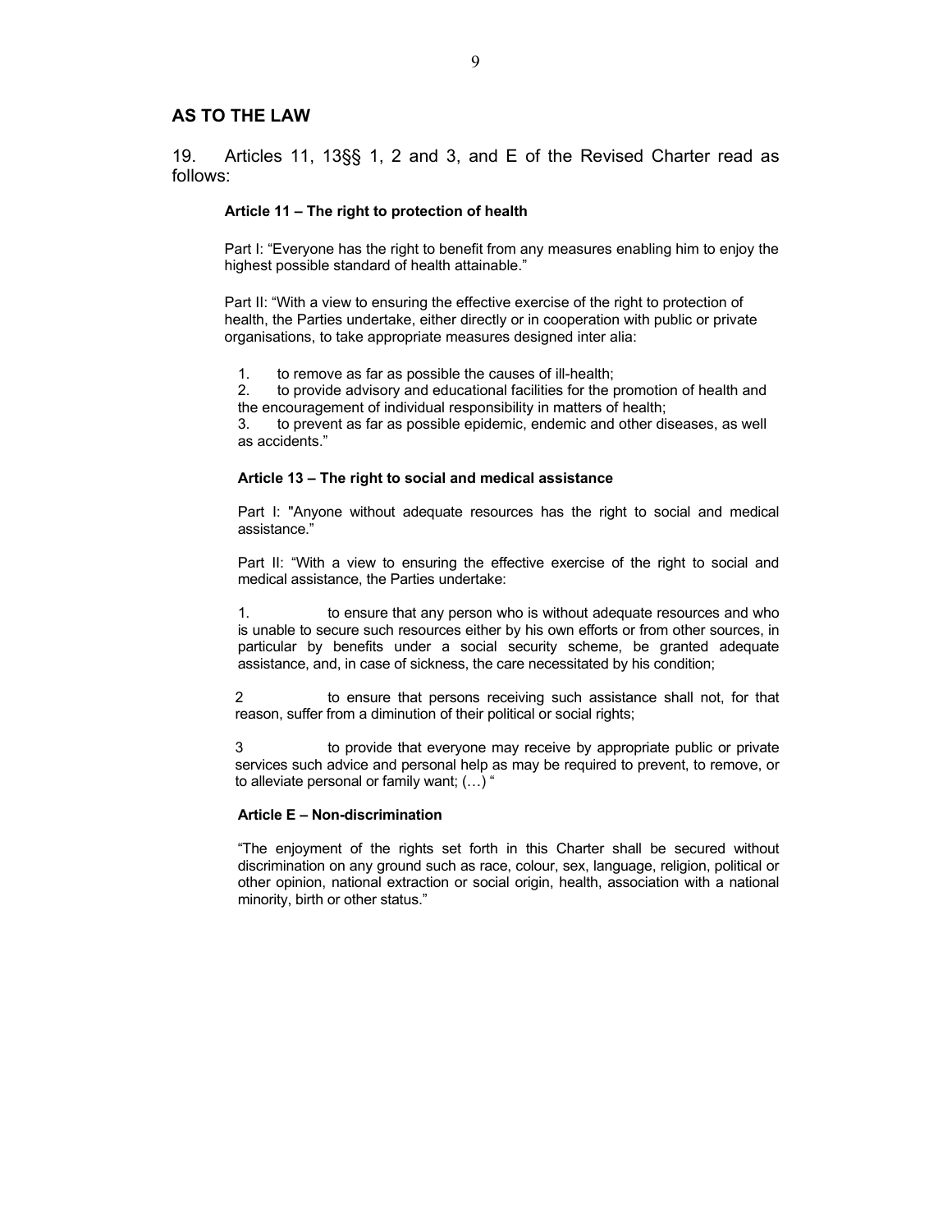## AS TO THE LAW

19. Articles 11, 13§§ 1, 2 and 3, and E of the Revised Charter read as follows:

> **Article 11 – The right to protection of health**
>
> Part I: “Everyone has the right to benefit from any measures enabling him to enjoy the highest possible standard of health attainable.”
>
> Part II: “With a view to ensuring the effective exercise of the right to protection of health, the Parties undertake, either directly or in cooperation with public or private organisations, to take appropriate measures designed inter alia:
>
> 1. to remove as far as possible the causes of ill-health;
> 2. to provide advisory and educational facilities for the promotion of health and the encouragement of individual responsibility in matters of health;
> 3. to prevent as far as possible epidemic, endemic and other diseases, as well as accidents.”
>
> **Article 13 – The right to social and medical assistance**
>
> Part I: "Anyone without adequate resources has the right to social and medical assistance.”
>
> Part II: “With a view to ensuring the effective exercise of the right to social and medical assistance, the Parties undertake:
>
> 1. to ensure that any person who is without adequate resources and who is unable to secure such resources either by his own efforts or from other sources, in particular by benefits under a social security scheme, be granted adequate assistance, and, in case of sickness, the care necessitated by his condition;
>
> 2 to ensure that persons receiving such assistance shall not, for that reason, suffer from a diminution of their political or social rights;
>
> 3 to provide that everyone may receive by appropriate public or private services such advice and personal help as may be required to prevent, to remove, or to alleviate personal or family want; (…) “
>
> **Article E – Non-discrimination**
>
> “The enjoyment of the rights set forth in this Charter shall be secured without discrimination on any ground such as race, colour, sex, language, religion, political or other opinion, national extraction or social origin, health, association with a national minority, birth or other status.”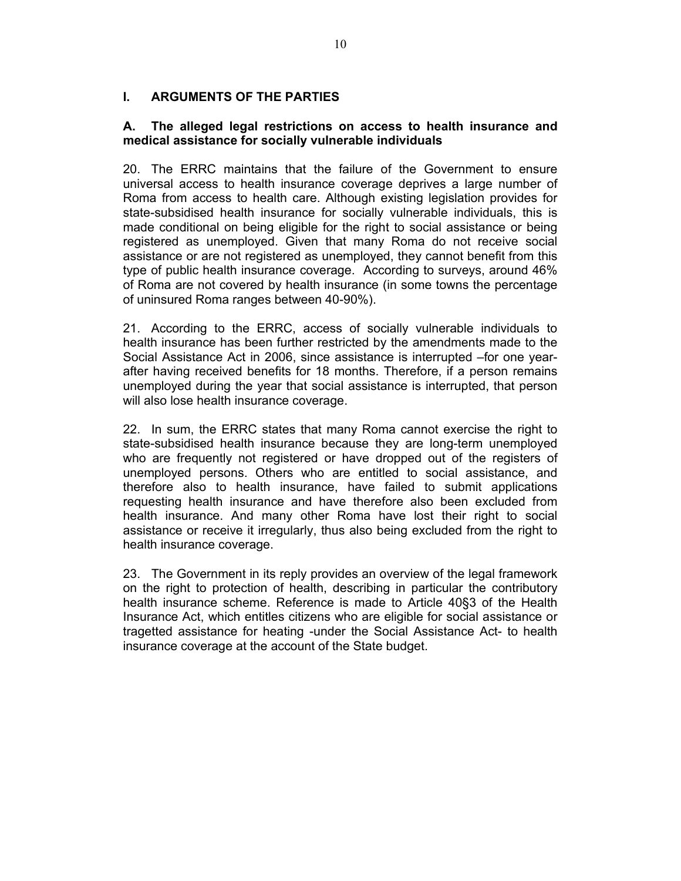## I. ARGUMENTS OF THE PARTIES

### A. The alleged legal restrictions on access to health insurance and medical assistance for socially vulnerable individuals

20. The ERRC maintains that the failure of the Government to ensure universal access to health insurance coverage deprives a large number of Roma from access to health care. Although existing legislation provides for state-subsidised health insurance for socially vulnerable individuals, this is made conditional on being eligible for the right to social assistance or being registered as unemployed. Given that many Roma do not receive social assistance or are not registered as unemployed, they cannot benefit from this type of public health insurance coverage. According to surveys, around 46% of Roma are not covered by health insurance (in some towns the percentage of uninsured Roma ranges between 40-90%).

21. According to the ERRC, access of socially vulnerable individuals to health insurance has been further restricted by the amendments made to the Social Assistance Act in 2006, since assistance is interrupted –for one year- after having received benefits for 18 months. Therefore, if a person remains unemployed during the year that social assistance is interrupted, that person will also lose health insurance coverage.

22. In sum, the ERRC states that many Roma cannot exercise the right to state-subsidised health insurance because they are long-term unemployed who are frequently not registered or have dropped out of the registers of unemployed persons. Others who are entitled to social assistance, and therefore also to health insurance, have failed to submit applications requesting health insurance and have therefore also been excluded from health insurance. And many other Roma have lost their right to social assistance or receive it irregularly, thus also being excluded from the right to health insurance coverage.

23. The Government in its reply provides an overview of the legal framework on the right to protection of health, describing in particular the contributory health insurance scheme. Reference is made to Article 40§3 of the Health Insurance Act, which entitles citizens who are eligible for social assistance or tragetted assistance for heating -under the Social Assistance Act- to health insurance coverage at the account of the State budget.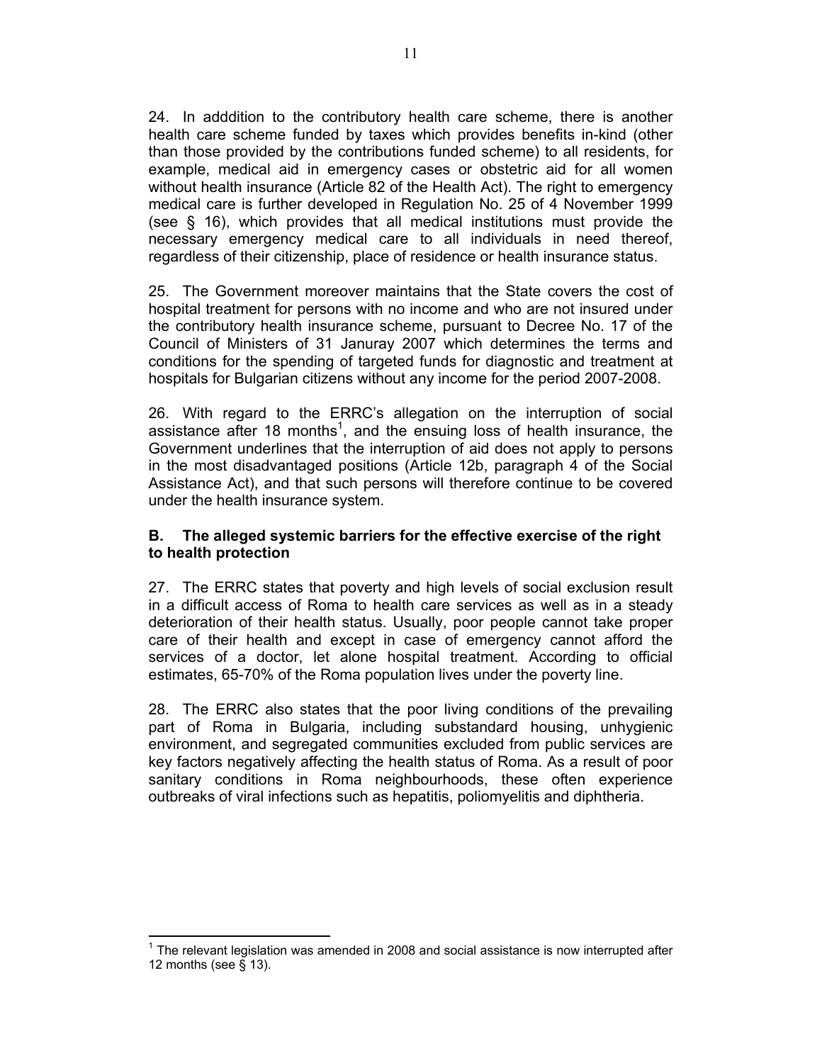24. In adddition to the contributory health care scheme, there is another health care scheme funded by taxes which provides benefits in-kind (other than those provided by the contributions funded scheme) to all residents, for example, medical aid in emergency cases or obstetric aid for all women without health insurance (Article 82 of the Health Act). The right to emergency medical care is further developed in Regulation No. 25 of 4 November 1999 (see § 16), which provides that all medical institutions must provide the necessary emergency medical care to all individuals in need thereof, regardless of their citizenship, place of residence or health insurance status.

25. The Government moreover maintains that the State covers the cost of hospital treatment for persons with no income and who are not insured under the contributory health insurance scheme, pursuant to Decree No. 17 of the Council of Ministers of 31 Januray 2007 which determines the terms and conditions for the spending of targeted funds for diagnostic and treatment at hospitals for Bulgarian citizens without any income for the period 2007-2008.

26. With regard to the ERRC's allegation on the interruption of social assistance after 18 months[1], and the ensuing loss of health insurance, the Government underlines that the interruption of aid does not apply to persons in the most disadvantaged positions (Article 12b, paragraph 4 of the Social Assistance Act), and that such persons will therefore continue to be covered under the health insurance system.

**B. The alleged systemic barriers for the effective exercise of the right to health protection**

27. The ERRC states that poverty and high levels of social exclusion result in a difficult access of Roma to health care services as well as in a steady deterioration of their health status. Usually, poor people cannot take proper care of their health and except in case of emergency cannot afford the services of a doctor, let alone hospital treatment. According to official estimates, 65-70% of the Roma population lives under the poverty line.

28. The ERRC also states that the poor living conditions of the prevailing part of Roma in Bulgaria, including substandard housing, unhygienic environment, and segregated communities excluded from public services are key factors negatively affecting the health status of Roma. As a result of poor sanitary conditions in Roma neighbourhoods, these often experience outbreaks of viral infections such as hepatitis, poliomyelitis and diphtheria.

[1] The relevant legislation was amended in 2008 and social assistance is now interrupted after 12 months (see § 13).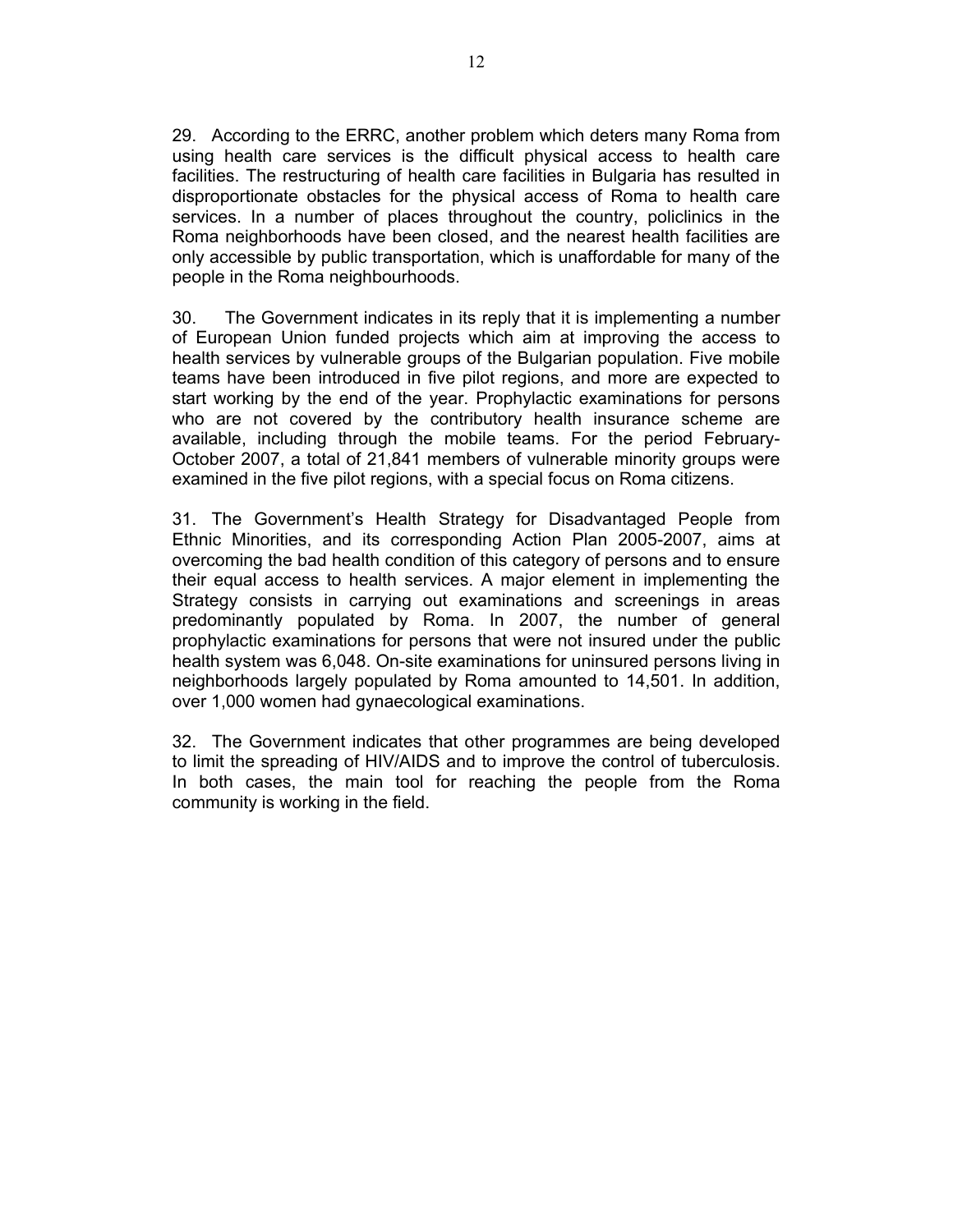29. According to the ERRC, another problem which deters many Roma from using health care services is the difficult physical access to health care facilities. The restructuring of health care facilities in Bulgaria has resulted in disproportionate obstacles for the physical access of Roma to health care services. In a number of places throughout the country, policlinics in the Roma neighborhoods have been closed, and the nearest health facilities are only accessible by public transportation, which is unaffordable for many of the people in the Roma neighbourhoods.

30. The Government indicates in its reply that it is implementing a number of European Union funded projects which aim at improving the access to health services by vulnerable groups of the Bulgarian population. Five mobile teams have been introduced in five pilot regions, and more are expected to start working by the end of the year. Prophylactic examinations for persons who are not covered by the contributory health insurance scheme are available, including through the mobile teams. For the period February-October 2007, a total of 21,841 members of vulnerable minority groups were examined in the five pilot regions, with a special focus on Roma citizens.

31. The Government's Health Strategy for Disadvantaged People from Ethnic Minorities, and its corresponding Action Plan 2005-2007, aims at overcoming the bad health condition of this category of persons and to ensure their equal access to health services. A major element in implementing the Strategy consists in carrying out examinations and screenings in areas predominantly populated by Roma. In 2007, the number of general prophylactic examinations for persons that were not insured under the public health system was 6,048. On-site examinations for uninsured persons living in neighborhoods largely populated by Roma amounted to 14,501. In addition, over 1,000 women had gynaecological examinations.

32. The Government indicates that other programmes are being developed to limit the spreading of HIV/AIDS and to improve the control of tuberculosis. In both cases, the main tool for reaching the people from the Roma community is working in the field.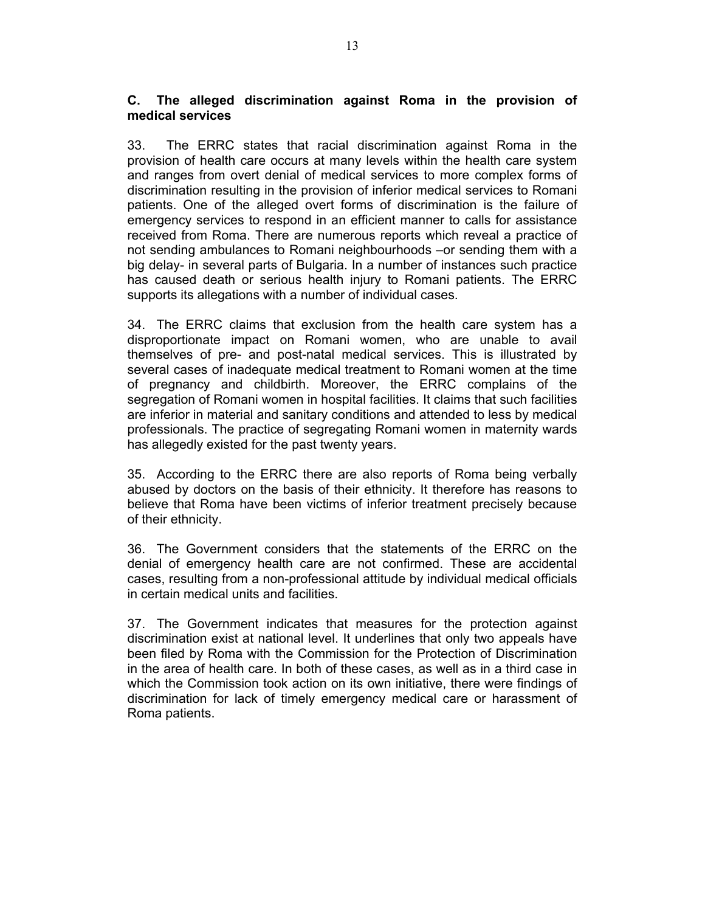### C. The alleged discrimination against Roma in the provision of medical services

33. The ERRC states that racial discrimination against Roma in the provision of health care occurs at many levels within the health care system and ranges from overt denial of medical services to more complex forms of discrimination resulting in the provision of inferior medical services to Romani patients. One of the alleged overt forms of discrimination is the failure of emergency services to respond in an efficient manner to calls for assistance received from Roma. There are numerous reports which reveal a practice of not sending ambulances to Romani neighbourhoods –or sending them with a big delay- in several parts of Bulgaria. In a number of instances such practice has caused death or serious health injury to Romani patients. The ERRC supports its allegations with a number of individual cases.

34. The ERRC claims that exclusion from the health care system has a disproportionate impact on Romani women, who are unable to avail themselves of pre- and post-natal medical services. This is illustrated by several cases of inadequate medical treatment to Romani women at the time of pregnancy and childbirth. Moreover, the ERRC complains of the segregation of Romani women in hospital facilities. It claims that such facilities are inferior in material and sanitary conditions and attended to less by medical professionals. The practice of segregating Romani women in maternity wards has allegedly existed for the past twenty years.

35. According to the ERRC there are also reports of Roma being verbally abused by doctors on the basis of their ethnicity. It therefore has reasons to believe that Roma have been victims of inferior treatment precisely because of their ethnicity.

36. The Government considers that the statements of the ERRC on the denial of emergency health care are not confirmed. These are accidental cases, resulting from a non-professional attitude by individual medical officials in certain medical units and facilities.

37. The Government indicates that measures for the protection against discrimination exist at national level. It underlines that only two appeals have been filed by Roma with the Commission for the Protection of Discrimination in the area of health care. In both of these cases, as well as in a third case in which the Commission took action on its own initiative, there were findings of discrimination for lack of timely emergency medical care or harassment of Roma patients.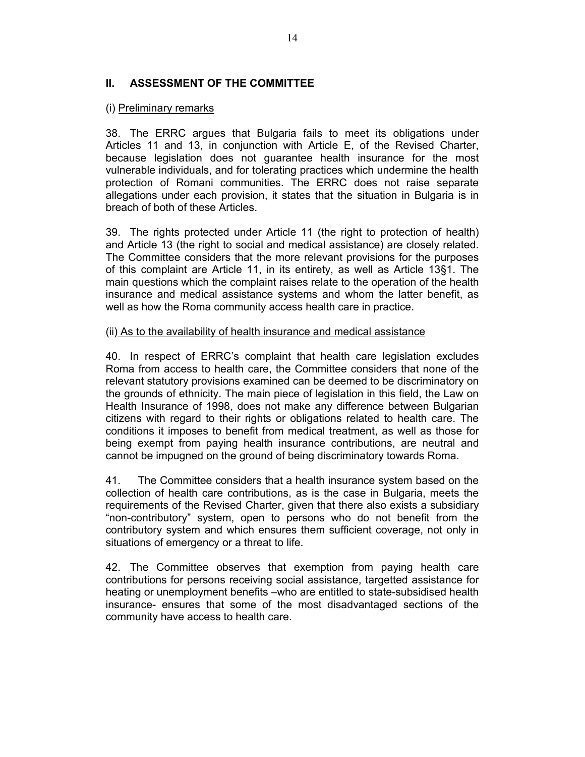## II. ASSESSMENT OF THE COMMITTEE

(i) Preliminary remarks

38. The ERRC argues that Bulgaria fails to meet its obligations under Articles 11 and 13, in conjunction with Article E, of the Revised Charter, because legislation does not guarantee health insurance for the most vulnerable individuals, and for tolerating practices which undermine the health protection of Romani communities. The ERRC does not raise separate allegations under each provision, it states that the situation in Bulgaria is in breach of both of these Articles.

39. The rights protected under Article 11 (the right to protection of health) and Article 13 (the right to social and medical assistance) are closely related. The Committee considers that the more relevant provisions for the purposes of this complaint are Article 11, in its entirety, as well as Article 13§1. The main questions which the complaint raises relate to the operation of the health insurance and medical assistance systems and whom the latter benefit, as well as how the Roma community access health care in practice.

(ii) As to the availability of health insurance and medical assistance

40. In respect of ERRC's complaint that health care legislation excludes Roma from access to health care, the Committee considers that none of the relevant statutory provisions examined can be deemed to be discriminatory on the grounds of ethnicity. The main piece of legislation in this field, the Law on Health Insurance of 1998, does not make any difference between Bulgarian citizens with regard to their rights or obligations related to health care. The conditions it imposes to benefit from medical treatment, as well as those for being exempt from paying health insurance contributions, are neutral and cannot be impugned on the ground of being discriminatory towards Roma.

41. The Committee considers that a health insurance system based on the collection of health care contributions, as is the case in Bulgaria, meets the requirements of the Revised Charter, given that there also exists a subsidiary "non-contributory" system, open to persons who do not benefit from the contributory system and which ensures them sufficient coverage, not only in situations of emergency or a threat to life.

42. The Committee observes that exemption from paying health care contributions for persons receiving social assistance, targetted assistance for heating or unemployment benefits –who are entitled to state-subsidised health insurance- ensures that some of the most disadvantaged sections of the community have access to health care.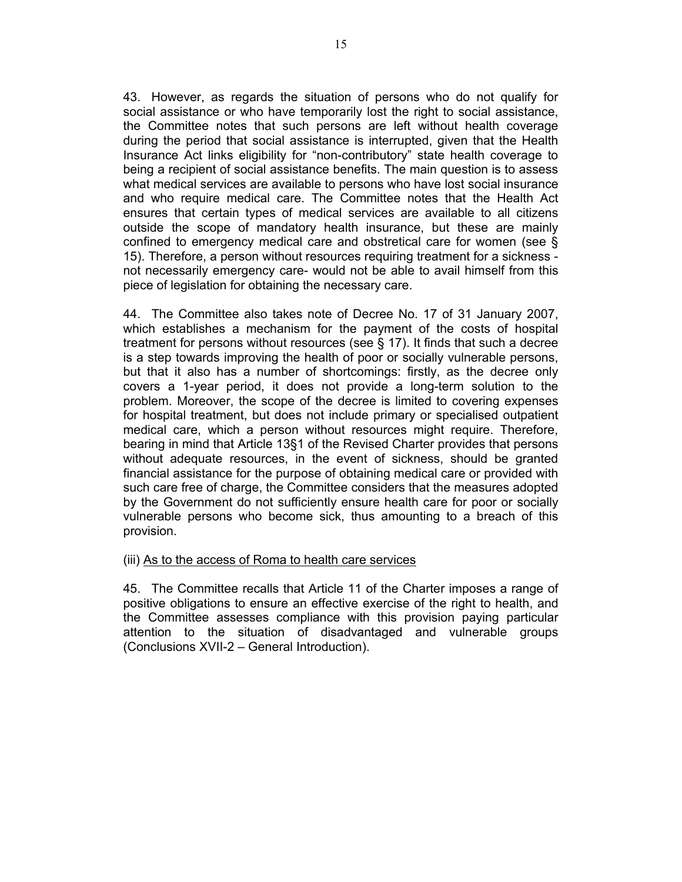43. However, as regards the situation of persons who do not qualify for social assistance or who have temporarily lost the right to social assistance, the Committee notes that such persons are left without health coverage during the period that social assistance is interrupted, given that the Health Insurance Act links eligibility for "non-contributory" state health coverage to being a recipient of social assistance benefits. The main question is to assess what medical services are available to persons who have lost social insurance and who require medical care. The Committee notes that the Health Act ensures that certain types of medical services are available to all citizens outside the scope of mandatory health insurance, but these are mainly confined to emergency medical care and obstretical care for women (see § 15). Therefore, a person without resources requiring treatment for a sickness - not necessarily emergency care- would not be able to avail himself from this piece of legislation for obtaining the necessary care.

44. The Committee also takes note of Decree No. 17 of 31 January 2007, which establishes a mechanism for the payment of the costs of hospital treatment for persons without resources (see § 17). It finds that such a decree is a step towards improving the health of poor or socially vulnerable persons, but that it also has a number of shortcomings: firstly, as the decree only covers a 1-year period, it does not provide a long-term solution to the problem. Moreover, the scope of the decree is limited to covering expenses for hospital treatment, but does not include primary or specialised outpatient medical care, which a person without resources might require. Therefore, bearing in mind that Article 13§1 of the Revised Charter provides that persons without adequate resources, in the event of sickness, should be granted financial assistance for the purpose of obtaining medical care or provided with such care free of charge, the Committee considers that the measures adopted by the Government do not sufficiently ensure health care for poor or socially vulnerable persons who become sick, thus amounting to a breach of this provision.

(iii) As to the access of Roma to health care services

45. The Committee recalls that Article 11 of the Charter imposes a range of positive obligations to ensure an effective exercise of the right to health, and the Committee assesses compliance with this provision paying particular attention to the situation of disadvantaged and vulnerable groups (Conclusions XVII-2 – General Introduction).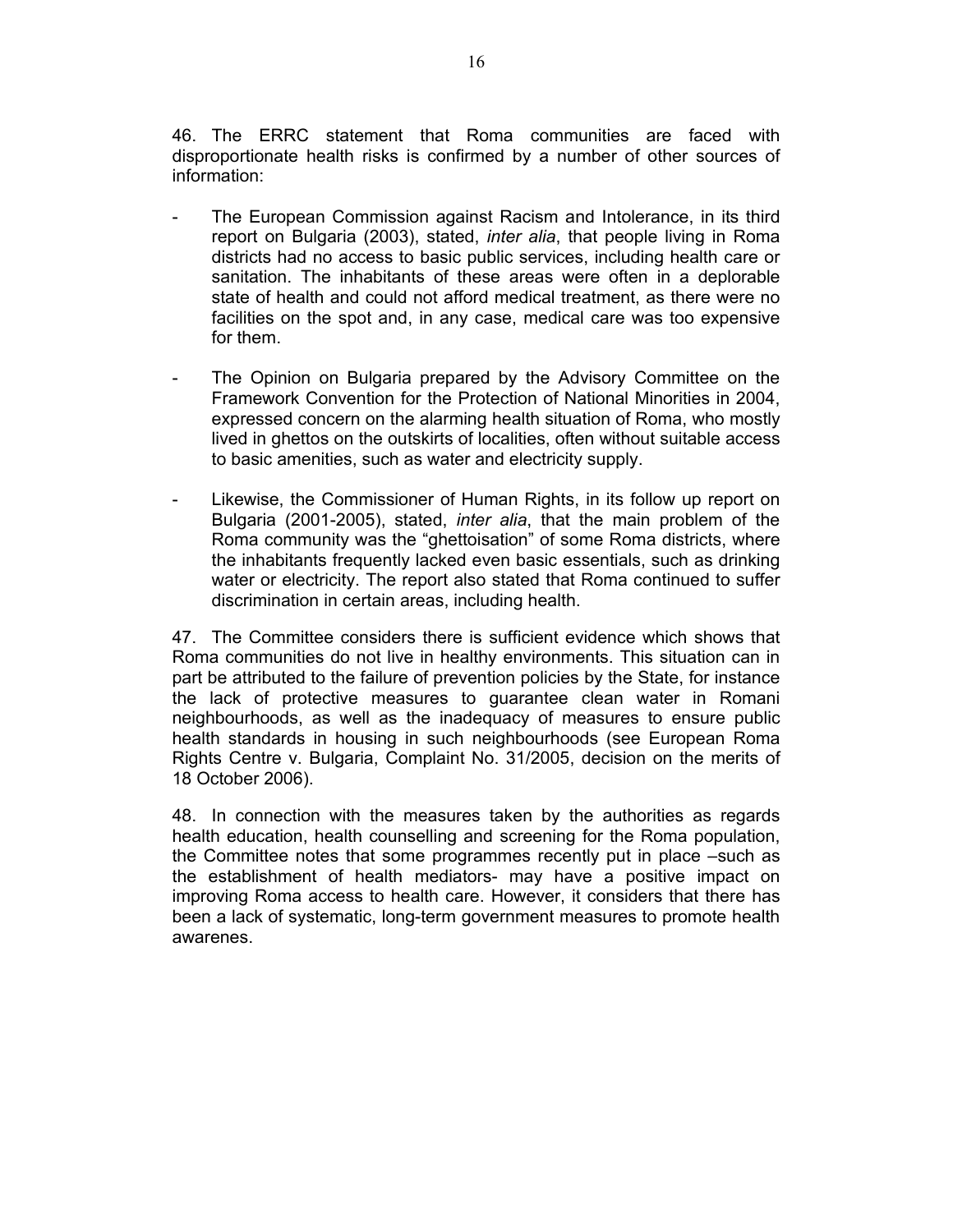46. The ERRC statement that Roma communities are faced with disproportionate health risks is confirmed by a number of other sources of information:

- The European Commission against Racism and Intolerance, in its third report on Bulgaria (2003), stated, *inter alia*, that people living in Roma districts had no access to basic public services, including health care or sanitation. The inhabitants of these areas were often in a deplorable state of health and could not afford medical treatment, as there were no facilities on the spot and, in any case, medical care was too expensive for them.

- The Opinion on Bulgaria prepared by the Advisory Committee on the Framework Convention for the Protection of National Minorities in 2004, expressed concern on the alarming health situation of Roma, who mostly lived in ghettos on the outskirts of localities, often without suitable access to basic amenities, such as water and electricity supply.

- Likewise, the Commissioner of Human Rights, in its follow up report on Bulgaria (2001-2005), stated, *inter alia*, that the main problem of the Roma community was the "ghettoisation" of some Roma districts, where the inhabitants frequently lacked even basic essentials, such as drinking water or electricity. The report also stated that Roma continued to suffer discrimination in certain areas, including health.

47. The Committee considers there is sufficient evidence which shows that Roma communities do not live in healthy environments. This situation can in part be attributed to the failure of prevention policies by the State, for instance the lack of protective measures to guarantee clean water in Romani neighbourhoods, as well as the inadequacy of measures to ensure public health standards in housing in such neighbourhoods (see European Roma Rights Centre v. Bulgaria, Complaint No. 31/2005, decision on the merits of 18 October 2006).

48. In connection with the measures taken by the authorities as regards health education, health counselling and screening for the Roma population, the Committee notes that some programmes recently put in place –such as the establishment of health mediators- may have a positive impact on improving Roma access to health care. However, it considers that there has been a lack of systematic, long-term government measures to promote health awarenes.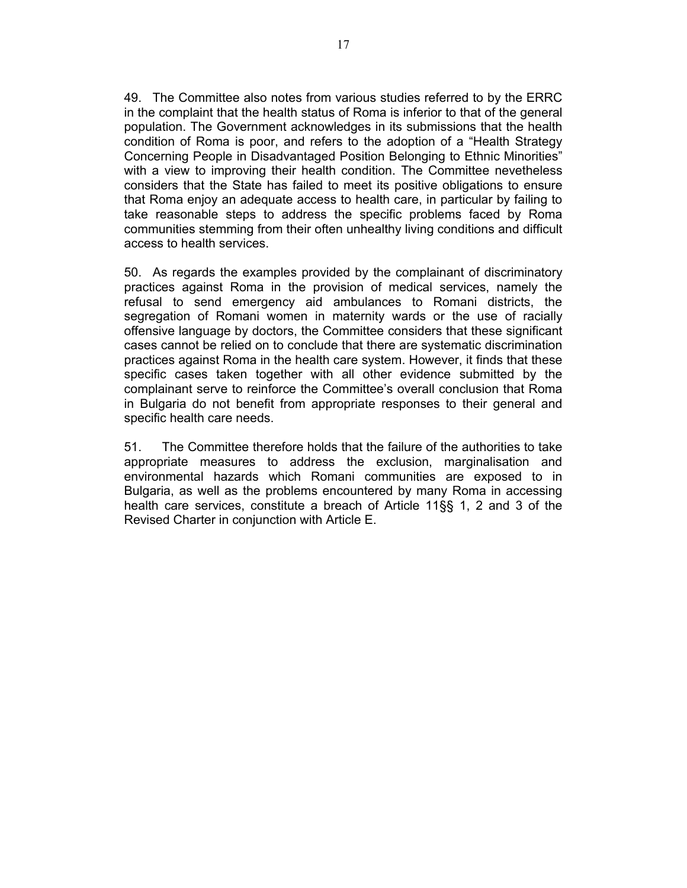49. The Committee also notes from various studies referred to by the ERRC in the complaint that the health status of Roma is inferior to that of the general population. The Government acknowledges in its submissions that the health condition of Roma is poor, and refers to the adoption of a "Health Strategy Concerning People in Disadvantaged Position Belonging to Ethnic Minorities" with a view to improving their health condition. The Committee nevetheless considers that the State has failed to meet its positive obligations to ensure that Roma enjoy an adequate access to health care, in particular by failing to take reasonable steps to address the specific problems faced by Roma communities stemming from their often unhealthy living conditions and difficult access to health services.

50. As regards the examples provided by the complainant of discriminatory practices against Roma in the provision of medical services, namely the refusal to send emergency aid ambulances to Romani districts, the segregation of Romani women in maternity wards or the use of racially offensive language by doctors, the Committee considers that these significant cases cannot be relied on to conclude that there are systematic discrimination practices against Roma in the health care system. However, it finds that these specific cases taken together with all other evidence submitted by the complainant serve to reinforce the Committee's overall conclusion that Roma in Bulgaria do not benefit from appropriate responses to their general and specific health care needs.

51. The Committee therefore holds that the failure of the authorities to take appropriate measures to address the exclusion, marginalisation and environmental hazards which Romani communities are exposed to in Bulgaria, as well as the problems encountered by many Roma in accessing health care services, constitute a breach of Article 11§§ 1, 2 and 3 of the Revised Charter in conjunction with Article E.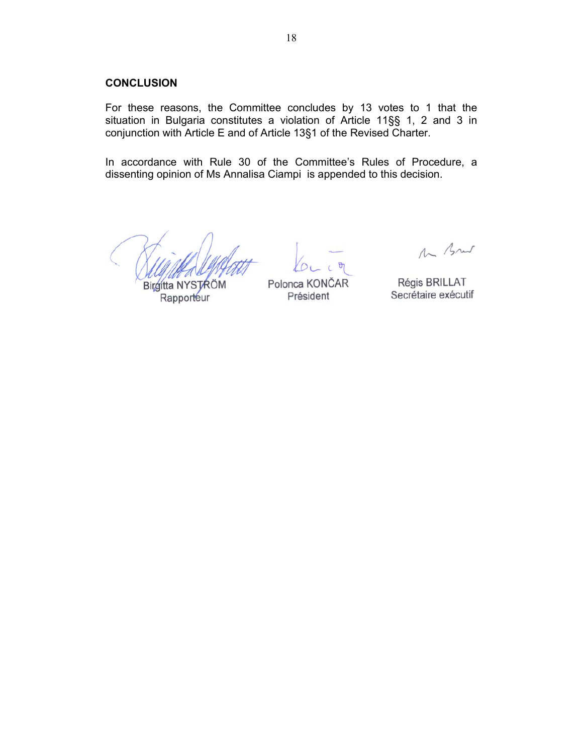## CONCLUSION

For these reasons, the Committee concludes by 13 votes to 1 that the situation in Bulgaria constitutes a violation of Article 11§§ 1, 2 and 3 in conjunction with Article E and of Article 13§1 of the Revised Charter.

In accordance with Rule 30 of the Committee's Rules of Procedure, a dissenting opinion of Ms Annalisa Ciampi is appended to this decision.

| | | |
|---|---|---|
| Birgitta NYSTRÖM | Polonca KONČAR | Régis BRILLAT |
| Rapporteur | Président | Secrétaire exécutif |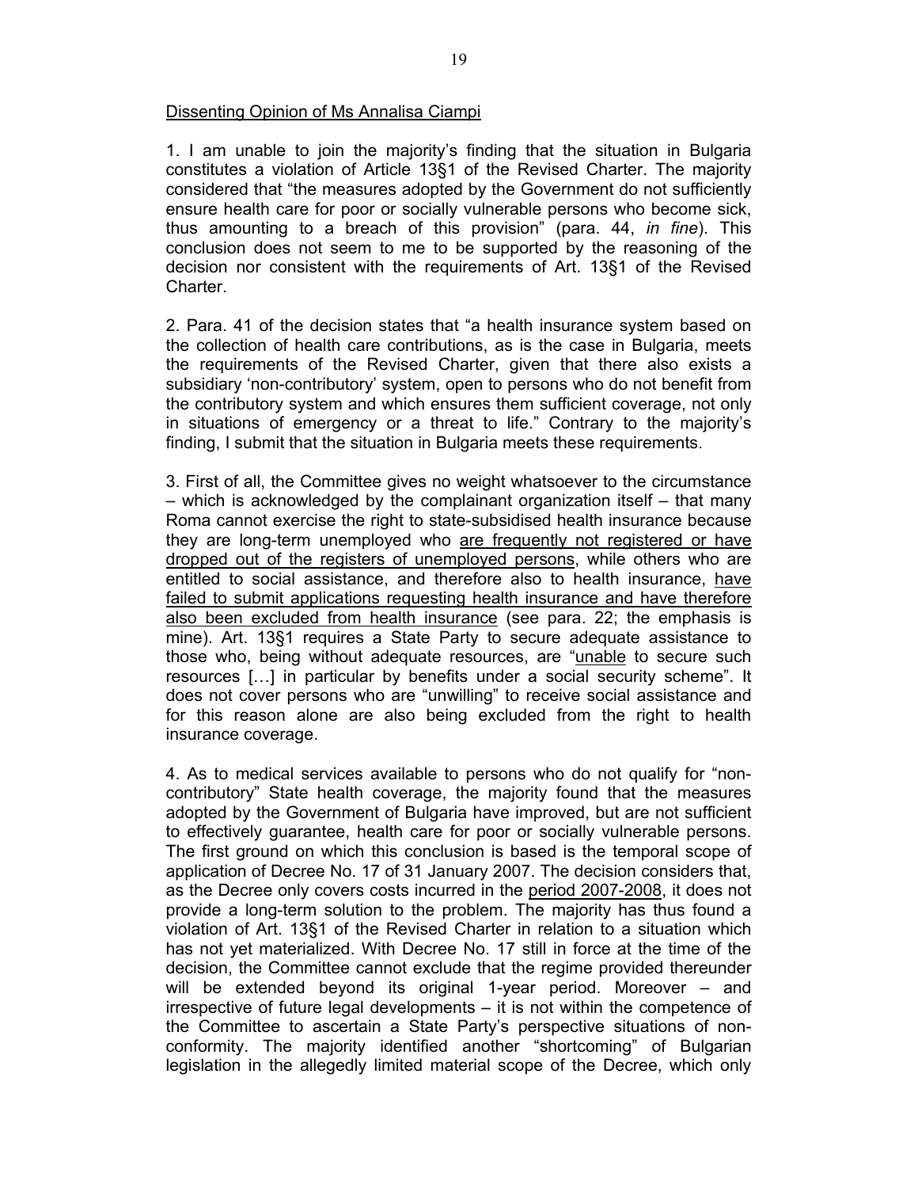<u>Dissenting Opinion of Ms Annalisa Ciampi</u>

1. I am unable to join the majority's finding that the situation in Bulgaria constitutes a violation of Article 13§1 of the Revised Charter. The majority considered that "the measures adopted by the Government do not sufficiently ensure health care for poor or socially vulnerable persons who become sick, thus amounting to a breach of this provision" (para. 44, *in fine*). This conclusion does not seem to me to be supported by the reasoning of the decision nor consistent with the requirements of Art. 13§1 of the Revised Charter.

2. Para. 41 of the decision states that "a health insurance system based on the collection of health care contributions, as is the case in Bulgaria, meets the requirements of the Revised Charter, given that there also exists a subsidiary 'non-contributory' system, open to persons who do not benefit from the contributory system and which ensures them sufficient coverage, not only in situations of emergency or a threat to life." Contrary to the majority's finding, I submit that the situation in Bulgaria meets these requirements.

3. First of all, the Committee gives no weight whatsoever to the circumstance – which is acknowledged by the complainant organization itself – that many Roma cannot exercise the right to state-subsidised health insurance because they are long-term unemployed who <u>are frequently not registered or have dropped out of the registers of unemployed persons</u>, while others who are entitled to social assistance, and therefore also to health insurance, <u>have failed to submit applications requesting health insurance and have therefore also been excluded from health insurance</u> (see para. 22; the emphasis is mine). Art. 13§1 requires a State Party to secure adequate assistance to those who, being without adequate resources, are "<u>unable</u> to secure such resources […] in particular by benefits under a social security scheme". It does not cover persons who are "unwilling" to receive social assistance and for this reason alone are also being excluded from the right to health insurance coverage.

4. As to medical services available to persons who do not qualify for "non-contributory" State health coverage, the majority found that the measures adopted by the Government of Bulgaria have improved, but are not sufficient to effectively guarantee, health care for poor or socially vulnerable persons. The first ground on which this conclusion is based is the temporal scope of application of Decree No. 17 of 31 January 2007. The decision considers that, as the Decree only covers costs incurred in the <u>period 2007-2008</u>, it does not provide a long-term solution to the problem. The majority has thus found a violation of Art. 13§1 of the Revised Charter in relation to a situation which has not yet materialized. With Decree No. 17 still in force at the time of the decision, the Committee cannot exclude that the regime provided thereunder will be extended beyond its original 1-year period. Moreover – and irrespective of future legal developments – it is not within the competence of the Committee to ascertain a State Party's perspective situations of non-conformity. The majority identified another "shortcoming" of Bulgarian legislation in the allegedly limited material scope of the Decree, which only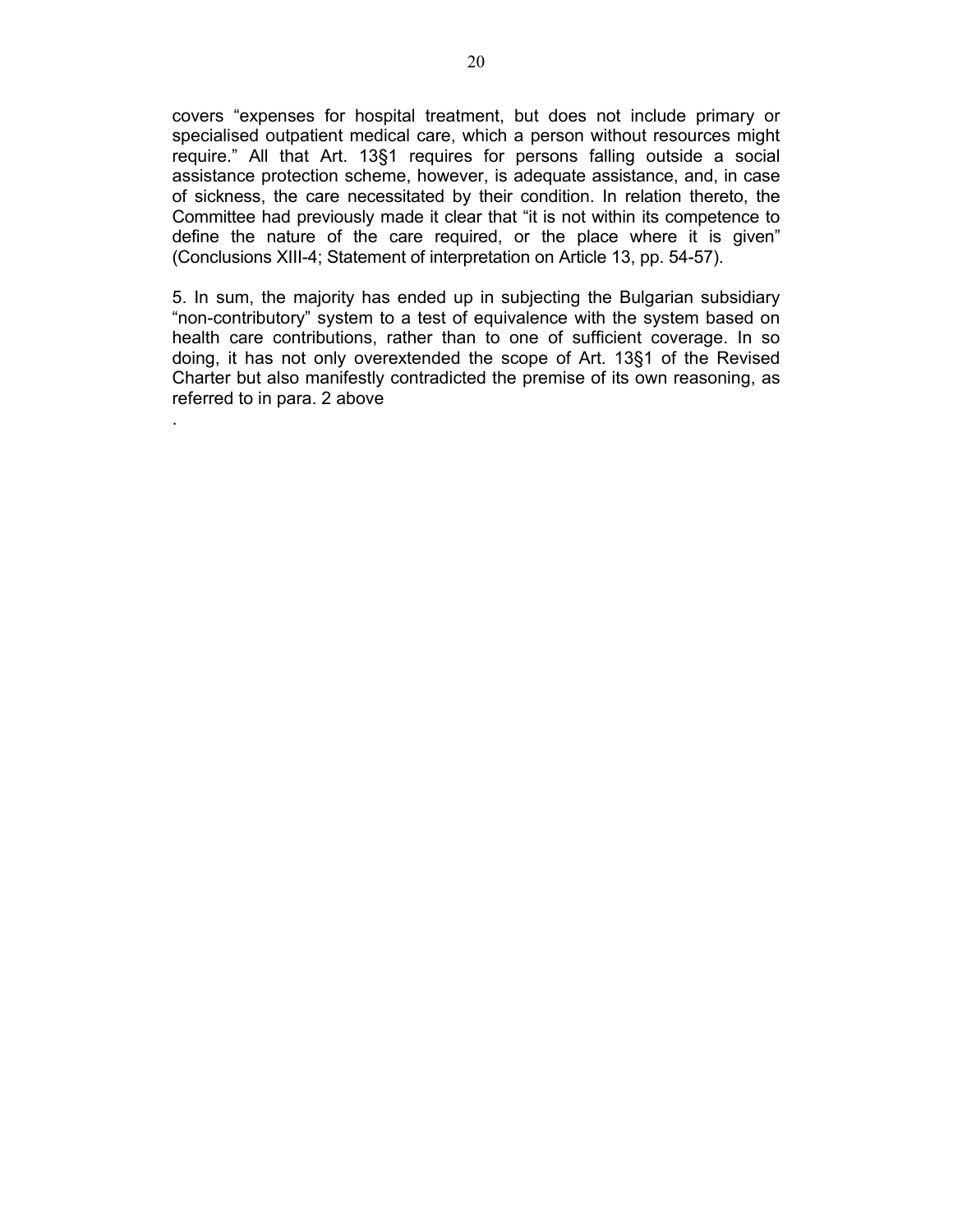covers “expenses for hospital treatment, but does not include primary or specialised outpatient medical care, which a person without resources might require.” All that Art. 13§1 requires for persons falling outside a social assistance protection scheme, however, is adequate assistance, and, in case of sickness, the care necessitated by their condition. In relation thereto, the Committee had previously made it clear that “it is not within its competence to define the nature of the care required, or the place where it is given” (Conclusions XIII-4; Statement of interpretation on Article 13, pp. 54-57).

5. In sum, the majority has ended up in subjecting the Bulgarian subsidiary “non-contributory” system to a test of equivalence with the system based on health care contributions, rather than to one of sufficient coverage. In so doing, it has not only overextended the scope of Art. 13§1 of the Revised Charter but also manifestly contradicted the premise of its own reasoning, as referred to in para. 2 above

.